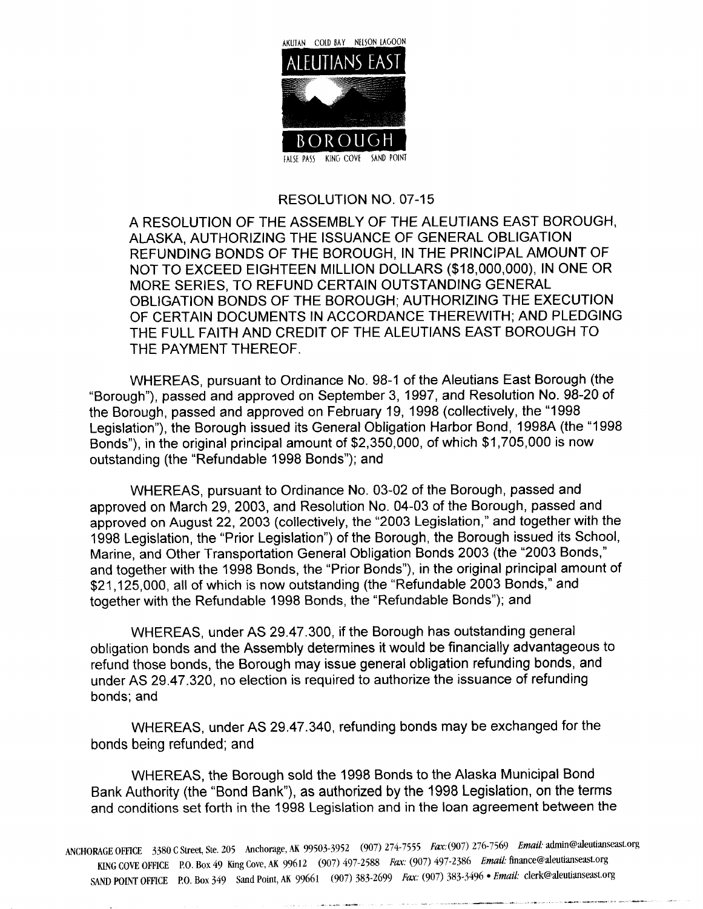AKUTAN COLD BAY NELSON LAGOON

ALEUTIANS EAST

BOROUGH

FALSE PASS KING COVE SAND POINT

RESOLUTION NO. 07-15

A RESOLUTION OF THE ASSEMBLY OF THE ALEUTIANS EAST BOROUGH, ALASKA, AUTHORIZING THE ISSUANCE OF GENERAL OBLIGATION REFUNDING BONDS OF THE BOROUGH, IN THE PRINCIPAL AMOUNT OF NOT TO EXCEED EIGHTEEN MILLION DOLLARS ($18,000,000), IN ONE OR MORE SERIES, TO REFUND CERTAIN OUTSTANDING GENERAL OBLIGATION BONDS OF THE BOROUGH; AUTHORIZING THE EXECUTION OF CERTAIN DOCUMENTS IN ACCORDANCE THEREWITH; AND PLEDGING THE FULL FAITH AND CREDIT OF THE ALEUTIANS EAST BOROUGH TO THE PAYMENT THEREOF.

WHEREAS, pursuant to Ordinance No. 98-1 of the Aleutians East Borough (the "Borough"), passed and approved on September 3, 1997, and Resolution No. 98-20 of the Borough, passed and approved on February 19, 1998 (collectively, the "1998 Legislation"), the Borough issued its General Obligation Harbor Bond, 1998A (the "1998 Bonds"), in the original principal amount of $2,350,000, of which $1,705,000 is now outstanding (the "Refundable 1998 Bonds"); and

WHEREAS, pursuant to Ordinance No. 03-02 of the Borough, passed and approved on March 29, 2003, and Resolution No. 04-03 of the Borough, passed and approved on August 22, 2003 (collectively, the "2003 Legislation," and together with the 1998 Legislation, the "Prior Legislation") of the Borough, the Borough issued its School, Marine, and Other Transportation General Obligation Bonds 2003 (the "2003 Bonds," and together with the 1998 Bonds, the "Prior Bonds"), in the original principal amount of $21,125,000, all of which is now outstanding (the "Refundable 2003 Bonds," and together with the Refundable 1998 Bonds, the "Refundable Bonds"); and

WHEREAS, under AS 29.47.300, if the Borough has outstanding general obligation bonds and the Assembly determines it would be financially advantageous to refund those bonds, the Borough may issue general obligation refunding bonds, and under AS 29.47.320, no election is required to authorize the issuance of refunding bonds; and

WHEREAS, under AS 29.47.340, refunding bonds may be exchanged for the bonds being refunded; and

WHEREAS, the Borough sold the 1998 Bonds to the Alaska Municipal Bond Bank Authority (the "Bond Bank"), as authorized by the 1998 Legislation, on the terms and conditions set forth in the 1998 Legislation and in the loan agreement between the

ANCHORAGE OFFICE 3380 C Street, Ste. 205 Anchorage, AK 99503-3952 (907) 274-7555 Fax: (907) 276-7569 Email: admin@aleutianseast.org
KING COVE OFFICE P.O. Box 49 King Cove, AK 99612 (907) 497-2588 Fax: (907) 497-2386 Email: finance@aleutianseast.org
SAND POINT OFFICE P.O. Box 349 Sand Point, AK 99661 (907) 383-2699 Fax: (907) 383-3496 • Email: clerk@aleutianseast.org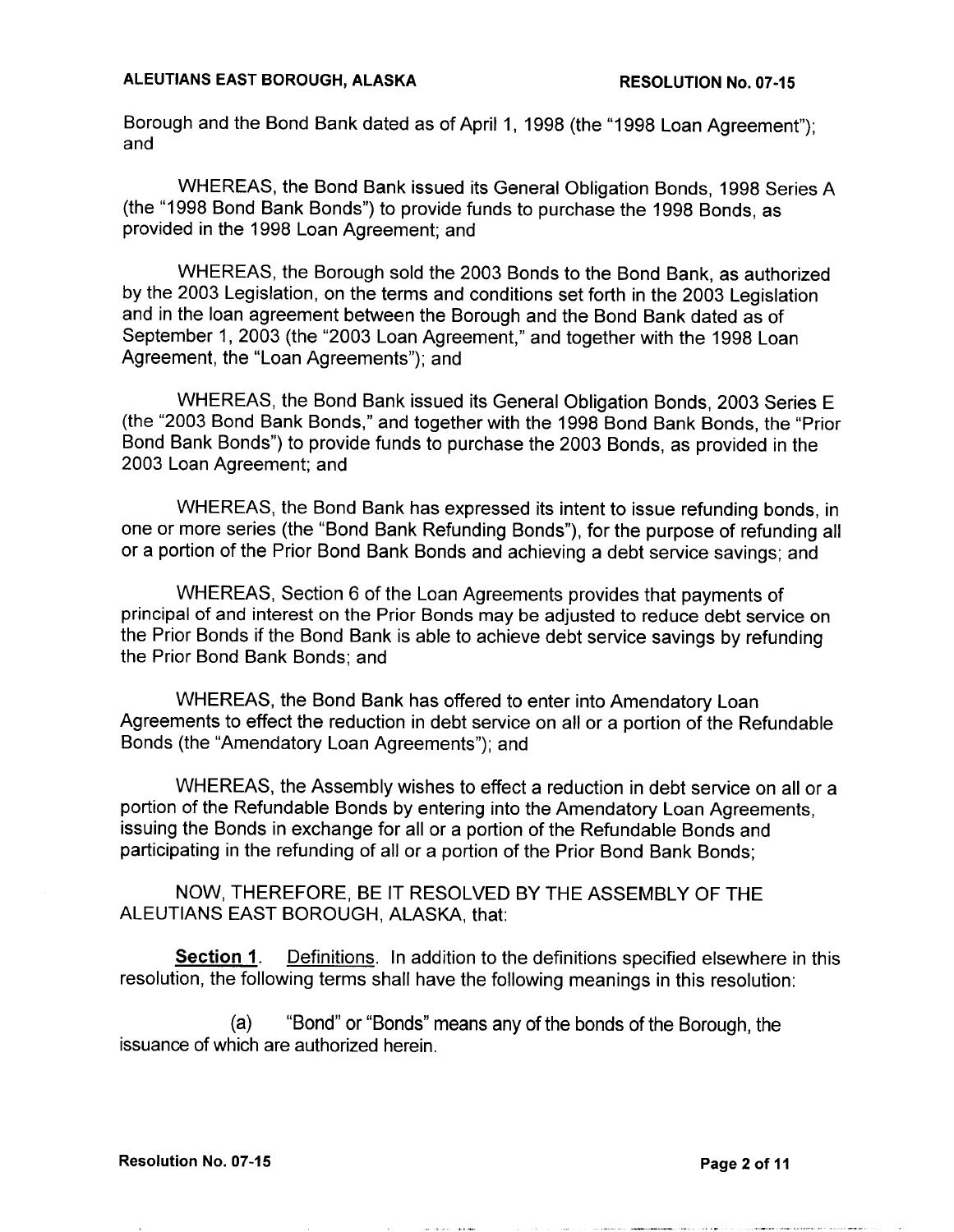Borough and the Bond Bank dated as of April 1, 1998 (the "1998 Loan Agreement"); and

WHEREAS, the Bond Bank issued its General Obligation Bonds, 1998 Series A (the "1998 Bond Bank Bonds") to provide funds to purchase the 1998 Bonds, as provided in the 1998 Loan Agreement; and

WHEREAS, the Borough sold the 2003 Bonds to the Bond Bank, as authorized by the 2003 Legislation, on the terms and conditions set forth in the 2003 Legislation and in the loan agreement between the Borough and the Bond Bank dated as of September 1, 2003 (the "2003 Loan Agreement," and together with the 1998 Loan Agreement, the "Loan Agreements"); and

WHEREAS, the Bond Bank issued its General Obligation Bonds, 2003 Series E (the "2003 Bond Bank Bonds," and together with the 1998 Bond Bank Bonds, the "Prior Bond Bank Bonds") to provide funds to purchase the 2003 Bonds, as provided in the 2003 Loan Agreement; and

WHEREAS, the Bond Bank has expressed its intent to issue refunding bonds, in one or more series (the "Bond Bank Refunding Bonds"), for the purpose of refunding all or a portion of the Prior Bond Bank Bonds and achieving a debt service savings; and

WHEREAS, Section 6 of the Loan Agreements provides that payments of principal of and interest on the Prior Bonds may be adjusted to reduce debt service on the Prior Bonds if the Bond Bank is able to achieve debt service savings by refunding the Prior Bond Bank Bonds; and

WHEREAS, the Bond Bank has offered to enter into Amendatory Loan Agreements to effect the reduction in debt service on all or a portion of the Refundable Bonds (the "Amendatory Loan Agreements"); and

WHEREAS, the Assembly wishes to effect a reduction in debt service on all or a portion of the Refundable Bonds by entering into the Amendatory Loan Agreements, issuing the Bonds in exchange for all or a portion of the Refundable Bonds and participating in the refunding of all or a portion of the Prior Bond Bank Bonds;

NOW, THEREFORE, BE IT RESOLVED BY THE ASSEMBLY OF THE ALEUTIANS EAST BOROUGH, ALASKA, that:

**Section 1.** Definitions. In addition to the definitions specified elsewhere in this resolution, the following terms shall have the following meanings in this resolution:

(a) "Bond" or "Bonds" means any of the bonds of the Borough, the issuance of which are authorized herein.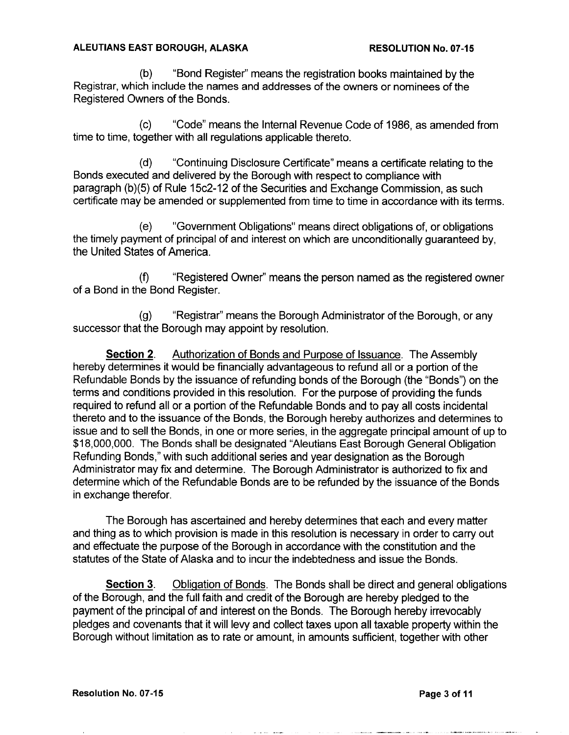(b) "Bond Register" means the registration books maintained by the Registrar, which include the names and addresses of the owners or nominees of the Registered Owners of the Bonds.

(c) "Code" means the Internal Revenue Code of 1986, as amended from time to time, together with all regulations applicable thereto.

(d) "Continuing Disclosure Certificate" means a certificate relating to the Bonds executed and delivered by the Borough with respect to compliance with paragraph (b)(5) of Rule 15c2-12 of the Securities and Exchange Commission, as such certificate may be amended or supplemented from time to time in accordance with its terms.

(e) "Government Obligations" means direct obligations of, or obligations the timely payment of principal of and interest on which are unconditionally guaranteed by, the United States of America.

(f) "Registered Owner" means the person named as the registered owner of a Bond in the Bond Register.

(g) "Registrar" means the Borough Administrator of the Borough, or any successor that the Borough may appoint by resolution.

**Section 2**. Authorization of Bonds and Purpose of Issuance. The Assembly hereby determines it would be financially advantageous to refund all or a portion of the Refundable Bonds by the issuance of refunding bonds of the Borough (the "Bonds") on the terms and conditions provided in this resolution. For the purpose of providing the funds required to refund all or a portion of the Refundable Bonds and to pay all costs incidental thereto and to the issuance of the Bonds, the Borough hereby authorizes and determines to issue and to sell the Bonds, in one or more series, in the aggregate principal amount of up to $18,000,000. The Bonds shall be designated "Aleutians East Borough General Obligation Refunding Bonds," with such additional series and year designation as the Borough Administrator may fix and determine. The Borough Administrator is authorized to fix and determine which of the Refundable Bonds are to be refunded by the issuance of the Bonds in exchange therefor.

The Borough has ascertained and hereby determines that each and every matter and thing as to which provision is made in this resolution is necessary in order to carry out and effectuate the purpose of the Borough in accordance with the constitution and the statutes of the State of Alaska and to incur the indebtedness and issue the Bonds.

**Section 3**. Obligation of Bonds. The Bonds shall be direct and general obligations of the Borough, and the full faith and credit of the Borough are hereby pledged to the payment of the principal of and interest on the Bonds. The Borough hereby irrevocably pledges and covenants that it will levy and collect taxes upon all taxable property within the Borough without limitation as to rate or amount, in amounts sufficient, together with other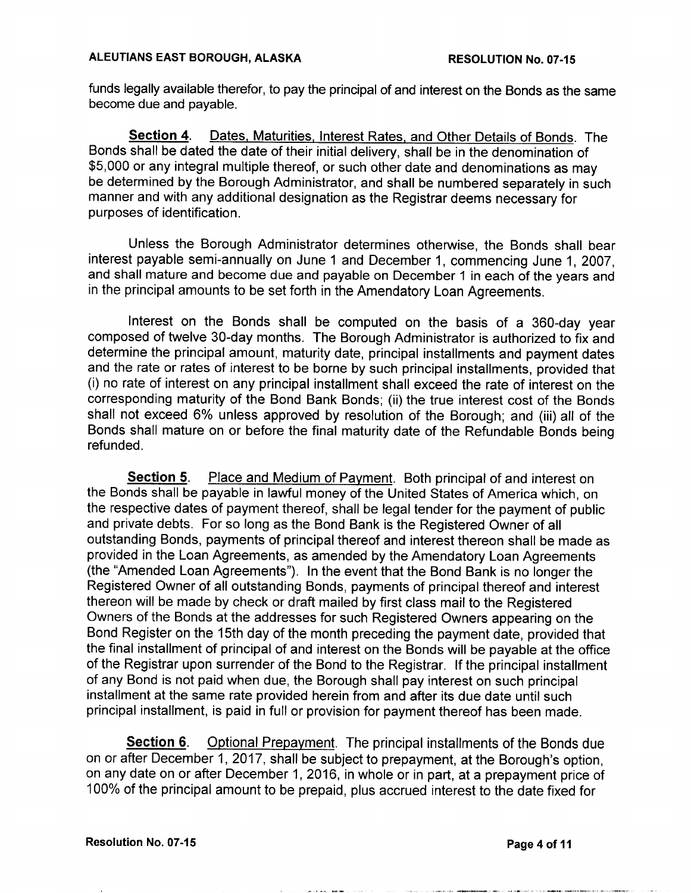funds legally available therefor, to pay the principal of and interest on the Bonds as the same become due and payable.

**Section 4**. Dates, Maturities, Interest Rates, and Other Details of Bonds. The Bonds shall be dated the date of their initial delivery, shall be in the denomination of $5,000 or any integral multiple thereof, or such other date and denominations as may be determined by the Borough Administrator, and shall be numbered separately in such manner and with any additional designation as the Registrar deems necessary for purposes of identification.

Unless the Borough Administrator determines otherwise, the Bonds shall bear interest payable semi-annually on June 1 and December 1, commencing June 1, 2007, and shall mature and become due and payable on December 1 in each of the years and in the principal amounts to be set forth in the Amendatory Loan Agreements.

Interest on the Bonds shall be computed on the basis of a 360-day year composed of twelve 30-day months. The Borough Administrator is authorized to fix and determine the principal amount, maturity date, principal installments and payment dates and the rate or rates of interest to be borne by such principal installments, provided that (i) no rate of interest on any principal installment shall exceed the rate of interest on the corresponding maturity of the Bond Bank Bonds; (ii) the true interest cost of the Bonds shall not exceed 6% unless approved by resolution of the Borough; and (iii) all of the Bonds shall mature on or before the final maturity date of the Refundable Bonds being refunded.

**Section 5**. Place and Medium of Payment. Both principal of and interest on the Bonds shall be payable in lawful money of the United States of America which, on the respective dates of payment thereof, shall be legal tender for the payment of public and private debts. For so long as the Bond Bank is the Registered Owner of all outstanding Bonds, payments of principal thereof and interest thereon shall be made as provided in the Loan Agreements, as amended by the Amendatory Loan Agreements (the "Amended Loan Agreements"). In the event that the Bond Bank is no longer the Registered Owner of all outstanding Bonds, payments of principal thereof and interest thereon will be made by check or draft mailed by first class mail to the Registered Owners of the Bonds at the addresses for such Registered Owners appearing on the Bond Register on the 15th day of the month preceding the payment date, provided that the final installment of principal of and interest on the Bonds will be payable at the office of the Registrar upon surrender of the Bond to the Registrar. If the principal installment of any Bond is not paid when due, the Borough shall pay interest on such principal installment at the same rate provided herein from and after its due date until such principal installment, is paid in full or provision for payment thereof has been made.

**Section 6**. Optional Prepayment. The principal installments of the Bonds due on or after December 1, 2017, shall be subject to prepayment, at the Borough's option, on any date on or after December 1, 2016, in whole or in part, at a prepayment price of 100% of the principal amount to be prepaid, plus accrued interest to the date fixed for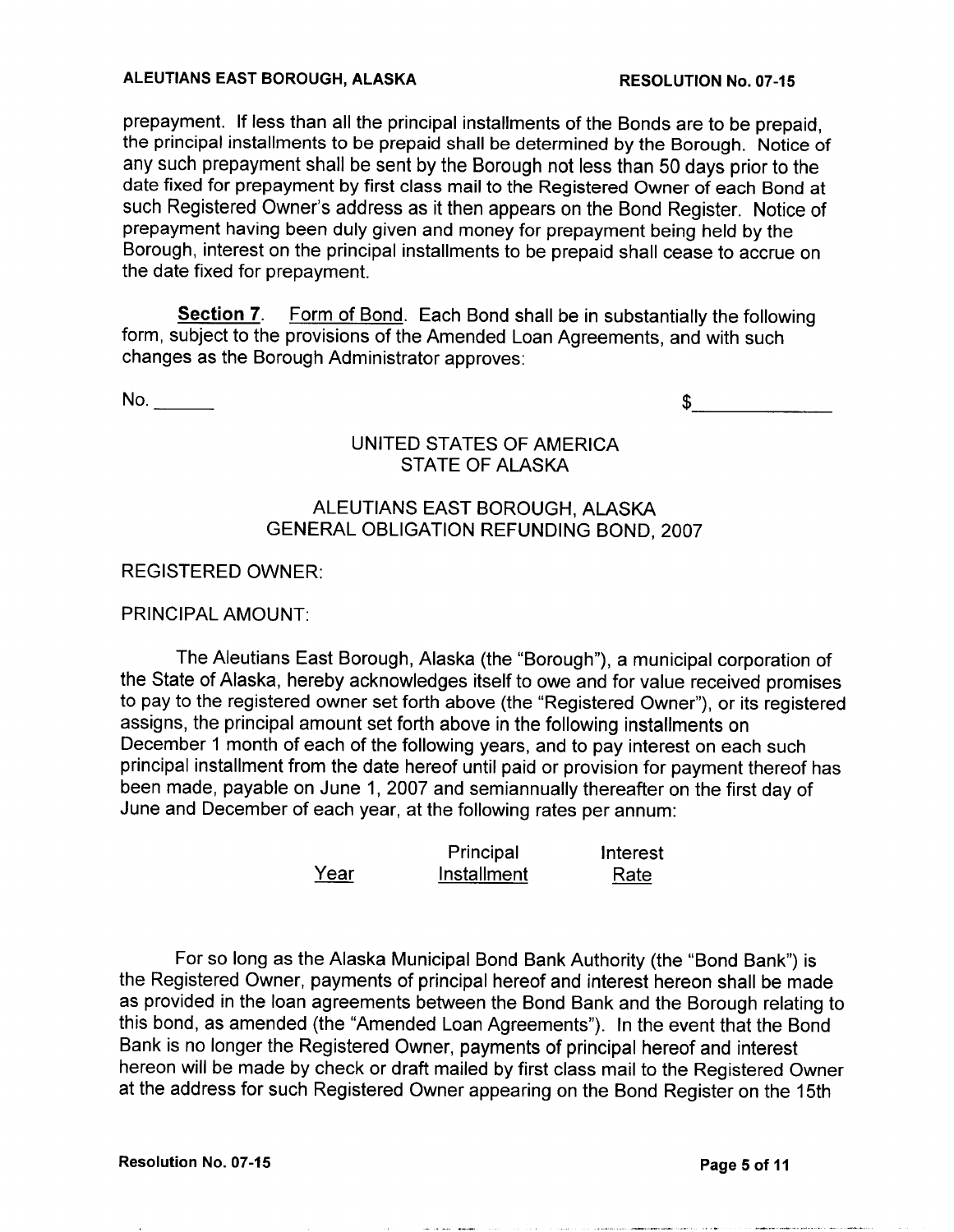prepayment. If less than all the principal installments of the Bonds are to be prepaid, the principal installments to be prepaid shall be determined by the Borough. Notice of any such prepayment shall be sent by the Borough not less than 50 days prior to the date fixed for prepayment by first class mail to the Registered Owner of each Bond at such Registered Owner's address as it then appears on the Bond Register. Notice of prepayment having been duly given and money for prepayment being held by the Borough, interest on the principal installments to be prepaid shall cease to accrue on the date fixed for prepayment.

**Section 7.** Form of Bond. Each Bond shall be in substantially the following form, subject to the provisions of the Amended Loan Agreements, and with such changes as the Borough Administrator approves:

No. ______ $____________

UNITED STATES OF AMERICA
STATE OF ALASKA

ALEUTIANS EAST BOROUGH, ALASKA
GENERAL OBLIGATION REFUNDING BOND, 2007

REGISTERED OWNER:

PRINCIPAL AMOUNT:

The Aleutians East Borough, Alaska (the "Borough"), a municipal corporation of the State of Alaska, hereby acknowledges itself to owe and for value received promises to pay to the registered owner set forth above (the "Registered Owner"), or its registered assigns, the principal amount set forth above in the following installments on December 1 month of each of the following years, and to pay interest on each such principal installment from the date hereof until paid or provision for payment thereof has been made, payable on June 1, 2007 and semiannually thereafter on the first day of June and December of each year, at the following rates per annum:

| Year | Principal Installment | Interest Rate |
|---|---|---|

For so long as the Alaska Municipal Bond Bank Authority (the "Bond Bank") is the Registered Owner, payments of principal hereof and interest hereon shall be made as provided in the loan agreements between the Bond Bank and the Borough relating to this bond, as amended (the "Amended Loan Agreements"). In the event that the Bond Bank is no longer the Registered Owner, payments of principal hereof and interest hereon will be made by check or draft mailed by first class mail to the Registered Owner at the address for such Registered Owner appearing on the Bond Register on the 15th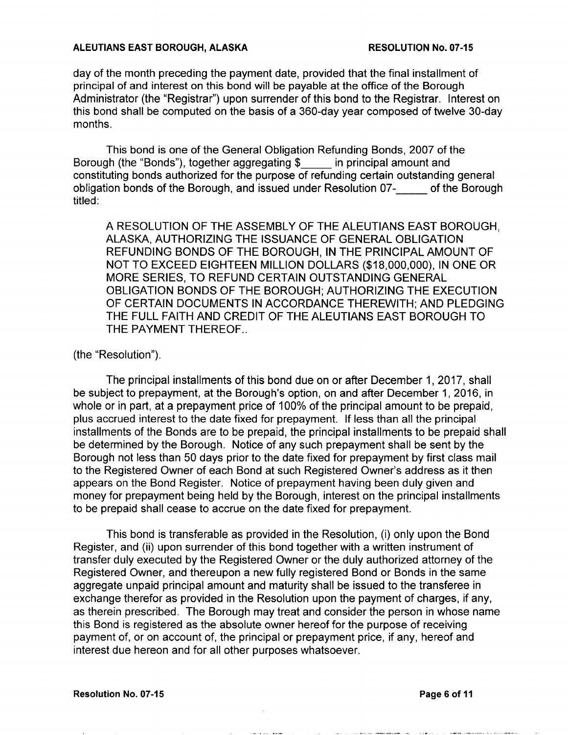day of the month preceding the payment date, provided that the final installment of principal of and interest on this bond will be payable at the office of the Borough Administrator (the "Registrar") upon surrender of this bond to the Registrar. Interest on this bond shall be computed on the basis of a 360-day year composed of twelve 30-day months.

This bond is one of the General Obligation Refunding Bonds, 2007 of the Borough (the "Bonds"), together aggregating $_____ in principal amount and constituting bonds authorized for the purpose of refunding certain outstanding general obligation bonds of the Borough, and issued under Resolution 07-_____ of the Borough titled:

> A RESOLUTION OF THE ASSEMBLY OF THE ALEUTIANS EAST BOROUGH, ALASKA, AUTHORIZING THE ISSUANCE OF GENERAL OBLIGATION REFUNDING BONDS OF THE BOROUGH, IN THE PRINCIPAL AMOUNT OF NOT TO EXCEED EIGHTEEN MILLION DOLLARS ($18,000,000), IN ONE OR MORE SERIES, TO REFUND CERTAIN OUTSTANDING GENERAL OBLIGATION BONDS OF THE BOROUGH; AUTHORIZING THE EXECUTION OF CERTAIN DOCUMENTS IN ACCORDANCE THEREWITH; AND PLEDGING THE FULL FAITH AND CREDIT OF THE ALEUTIANS EAST BOROUGH TO THE PAYMENT THEREOF..

(the "Resolution").

The principal installments of this bond due on or after December 1, 2017, shall be subject to prepayment, at the Borough's option, on and after December 1, 2016, in whole or in part, at a prepayment price of 100% of the principal amount to be prepaid, plus accrued interest to the date fixed for prepayment. If less than all the principal installments of the Bonds are to be prepaid, the principal installments to be prepaid shall be determined by the Borough. Notice of any such prepayment shall be sent by the Borough not less than 50 days prior to the date fixed for prepayment by first class mail to the Registered Owner of each Bond at such Registered Owner's address as it then appears on the Bond Register. Notice of prepayment having been duly given and money for prepayment being held by the Borough, interest on the principal installments to be prepaid shall cease to accrue on the date fixed for prepayment.

This bond is transferable as provided in the Resolution, (i) only upon the Bond Register, and (ii) upon surrender of this bond together with a written instrument of transfer duly executed by the Registered Owner or the duly authorized attorney of the Registered Owner, and thereupon a new fully registered Bond or Bonds in the same aggregate unpaid principal amount and maturity shall be issued to the transferee in exchange therefor as provided in the Resolution upon the payment of charges, if any, as therein prescribed. The Borough may treat and consider the person in whose name this Bond is registered as the absolute owner hereof for the purpose of receiving payment of, or on account of, the principal or prepayment price, if any, hereof and interest due hereon and for all other purposes whatsoever.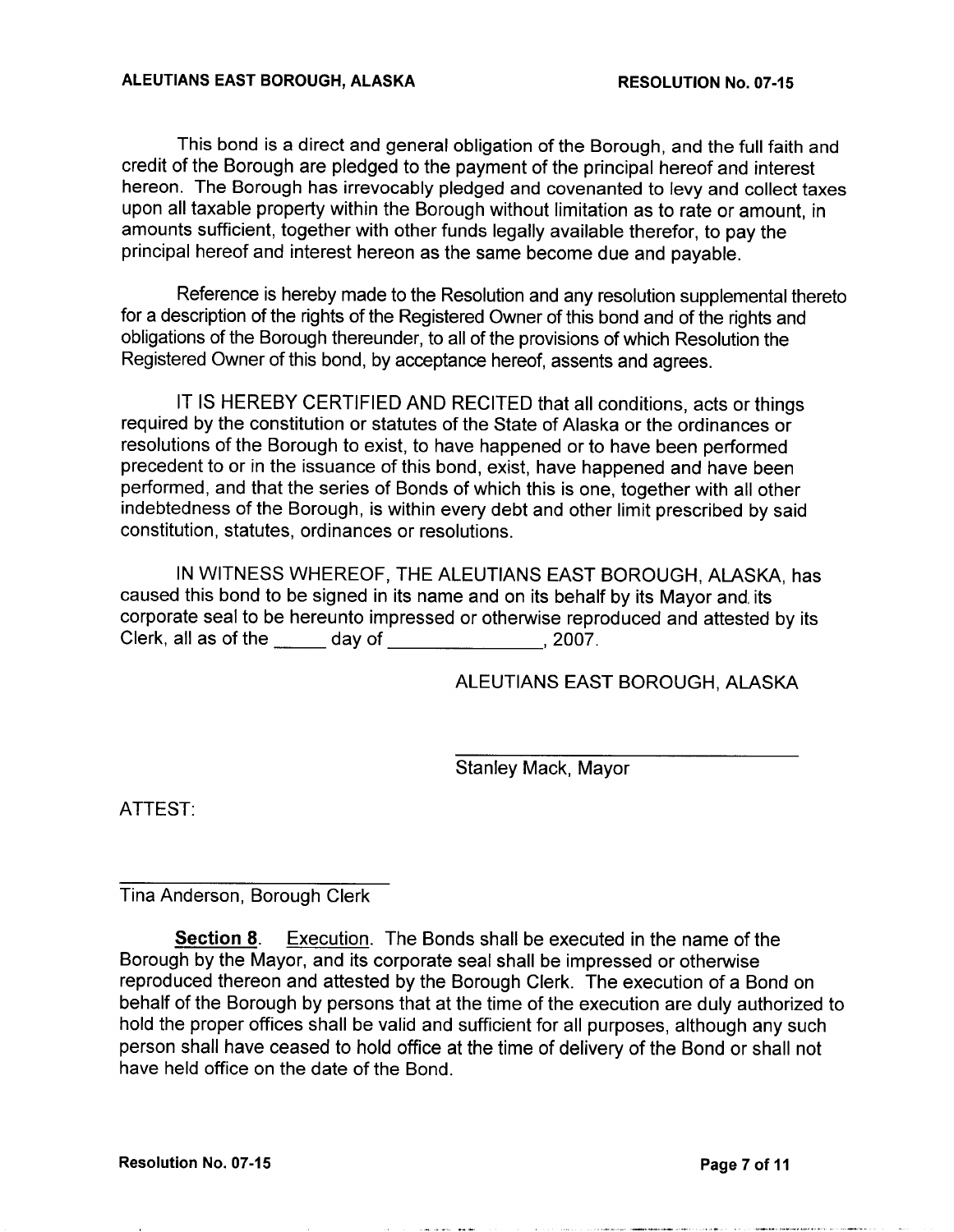This bond is a direct and general obligation of the Borough, and the full faith and credit of the Borough are pledged to the payment of the principal hereof and interest hereon. The Borough has irrevocably pledged and covenanted to levy and collect taxes upon all taxable property within the Borough without limitation as to rate or amount, in amounts sufficient, together with other funds legally available therefor, to pay the principal hereof and interest hereon as the same become due and payable.

Reference is hereby made to the Resolution and any resolution supplemental thereto for a description of the rights of the Registered Owner of this bond and of the rights and obligations of the Borough thereunder, to all of the provisions of which Resolution the Registered Owner of this bond, by acceptance hereof, assents and agrees.

IT IS HEREBY CERTIFIED AND RECITED that all conditions, acts or things required by the constitution or statutes of the State of Alaska or the ordinances or resolutions of the Borough to exist, to have happened or to have been performed precedent to or in the issuance of this bond, exist, have happened and have been performed, and that the series of Bonds of which this is one, together with all other indebtedness of the Borough, is within every debt and other limit prescribed by said constitution, statutes, ordinances or resolutions.

IN WITNESS WHEREOF, THE ALEUTIANS EAST BOROUGH, ALASKA, has caused this bond to be signed in its name and on its behalf by its Mayor and its corporate seal to be hereunto impressed or otherwise reproduced and attested by its Clerk, all as of the _____ day of _______________, 2007.

ALEUTIANS EAST BOROUGH, ALASKA

___________________________________

Stanley Mack, Mayor

ATTEST:

___________________________

Tina Anderson, Borough Clerk

**Section 8**. Execution. The Bonds shall be executed in the name of the Borough by the Mayor, and its corporate seal shall be impressed or otherwise reproduced thereon and attested by the Borough Clerk. The execution of a Bond on behalf of the Borough by persons that at the time of the execution are duly authorized to hold the proper offices shall be valid and sufficient for all purposes, although any such person shall have ceased to hold office at the time of delivery of the Bond or shall not have held office on the date of the Bond.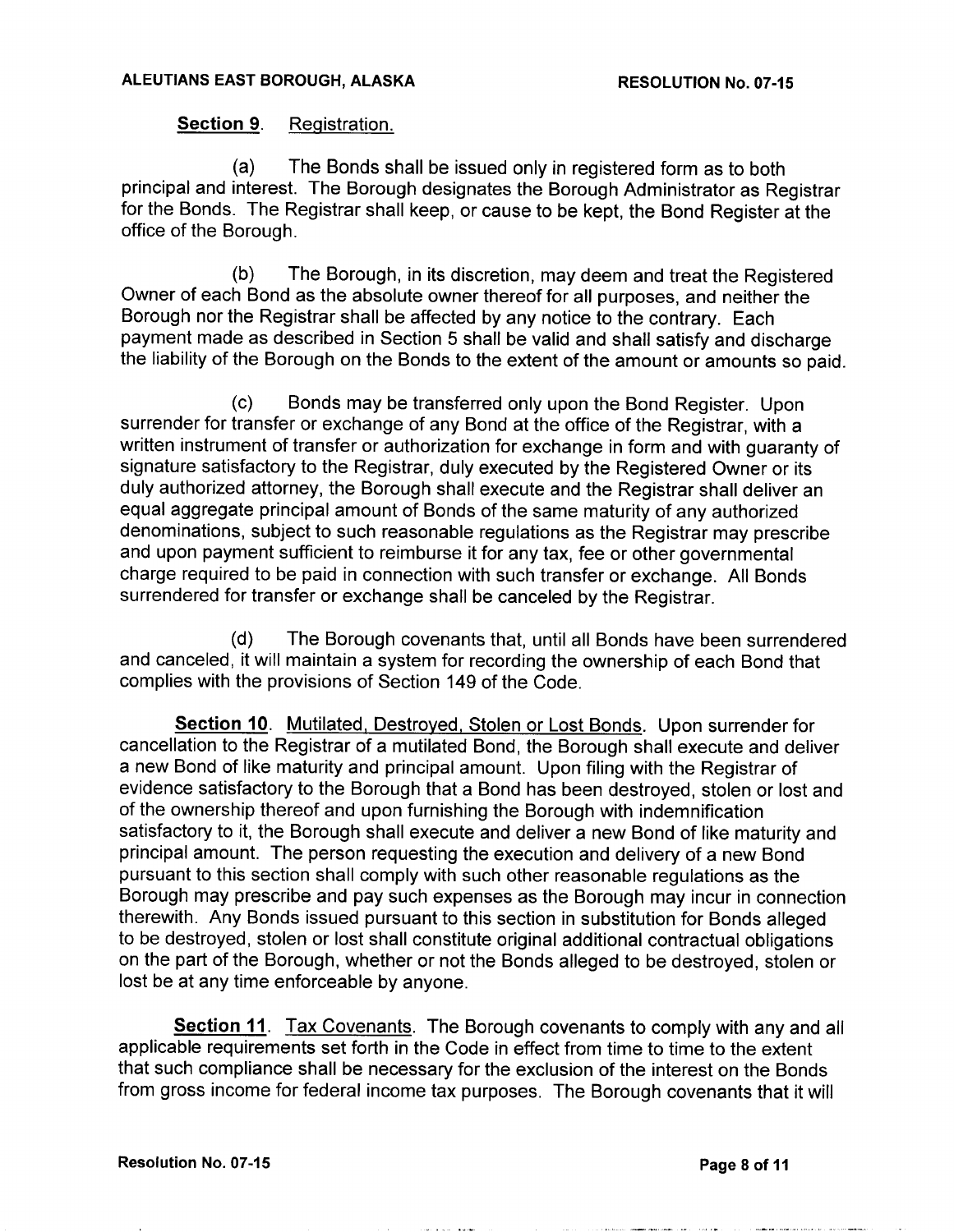**Section 9**. Registration.

(a) The Bonds shall be issued only in registered form as to both principal and interest. The Borough designates the Borough Administrator as Registrar for the Bonds. The Registrar shall keep, or cause to be kept, the Bond Register at the office of the Borough.

(b) The Borough, in its discretion, may deem and treat the Registered Owner of each Bond as the absolute owner thereof for all purposes, and neither the Borough nor the Registrar shall be affected by any notice to the contrary. Each payment made as described in Section 5 shall be valid and shall satisfy and discharge the liability of the Borough on the Bonds to the extent of the amount or amounts so paid.

(c) Bonds may be transferred only upon the Bond Register. Upon surrender for transfer or exchange of any Bond at the office of the Registrar, with a written instrument of transfer or authorization for exchange in form and with guaranty of signature satisfactory to the Registrar, duly executed by the Registered Owner or its duly authorized attorney, the Borough shall execute and the Registrar shall deliver an equal aggregate principal amount of Bonds of the same maturity of any authorized denominations, subject to such reasonable regulations as the Registrar may prescribe and upon payment sufficient to reimburse it for any tax, fee or other governmental charge required to be paid in connection with such transfer or exchange. All Bonds surrendered for transfer or exchange shall be canceled by the Registrar.

(d) The Borough covenants that, until all Bonds have been surrendered and canceled, it will maintain a system for recording the ownership of each Bond that complies with the provisions of Section 149 of the Code.

**Section 10**. Mutilated, Destroyed, Stolen or Lost Bonds. Upon surrender for cancellation to the Registrar of a mutilated Bond, the Borough shall execute and deliver a new Bond of like maturity and principal amount. Upon filing with the Registrar of evidence satisfactory to the Borough that a Bond has been destroyed, stolen or lost and of the ownership thereof and upon furnishing the Borough with indemnification satisfactory to it, the Borough shall execute and deliver a new Bond of like maturity and principal amount. The person requesting the execution and delivery of a new Bond pursuant to this section shall comply with such other reasonable regulations as the Borough may prescribe and pay such expenses as the Borough may incur in connection therewith. Any Bonds issued pursuant to this section in substitution for Bonds alleged to be destroyed, stolen or lost shall constitute original additional contractual obligations on the part of the Borough, whether or not the Bonds alleged to be destroyed, stolen or lost be at any time enforceable by anyone.

**Section 11**. Tax Covenants. The Borough covenants to comply with any and all applicable requirements set forth in the Code in effect from time to time to the extent that such compliance shall be necessary for the exclusion of the interest on the Bonds from gross income for federal income tax purposes. The Borough covenants that it will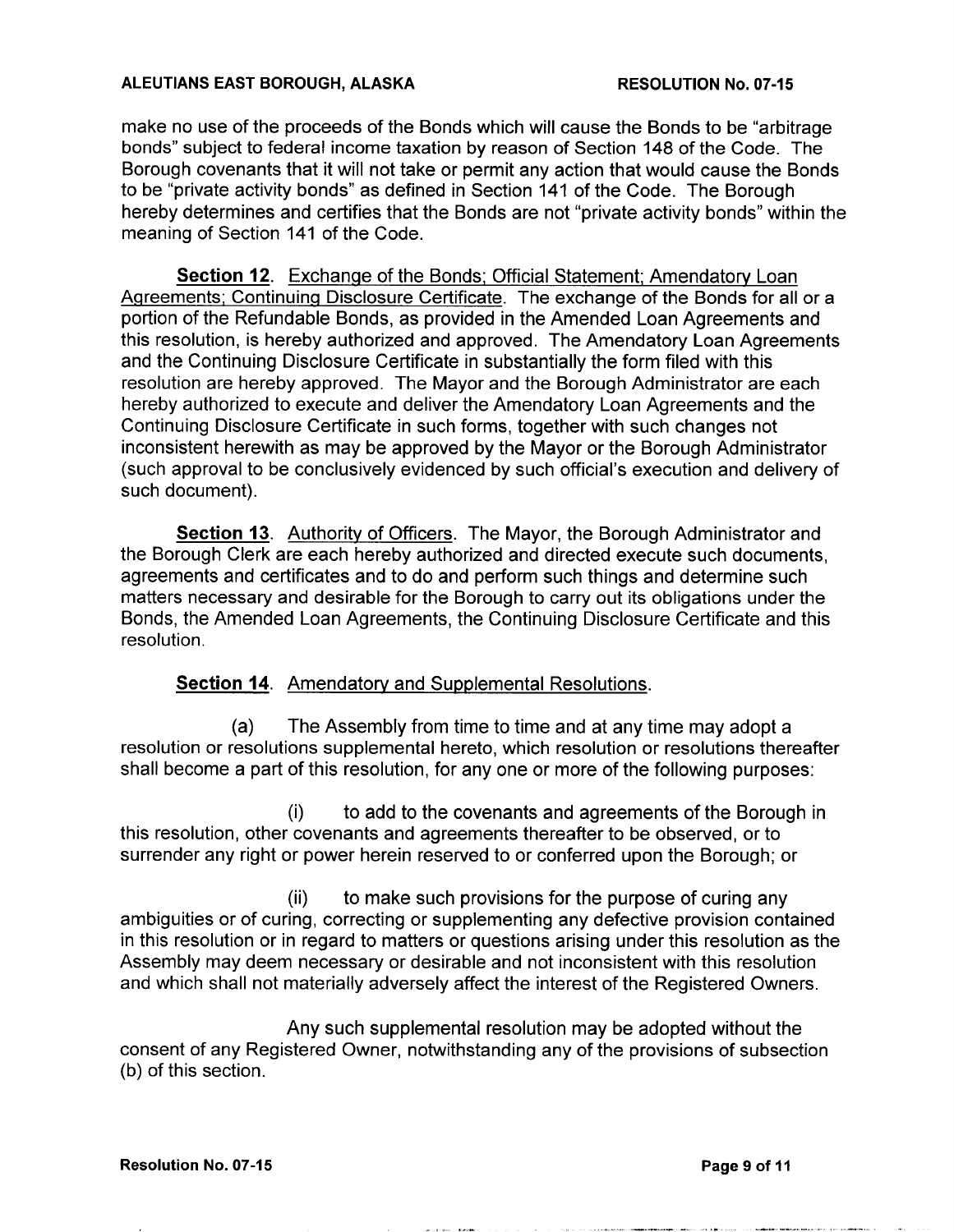make no use of the proceeds of the Bonds which will cause the Bonds to be "arbitrage bonds" subject to federal income taxation by reason of Section 148 of the Code. The Borough covenants that it will not take or permit any action that would cause the Bonds to be "private activity bonds" as defined in Section 141 of the Code. The Borough hereby determines and certifies that the Bonds are not "private activity bonds" within the meaning of Section 141 of the Code.

**Section 12**. Exchange of the Bonds; Official Statement; Amendatory Loan Agreements; Continuing Disclosure Certificate. The exchange of the Bonds for all or a portion of the Refundable Bonds, as provided in the Amended Loan Agreements and this resolution, is hereby authorized and approved. The Amendatory Loan Agreements and the Continuing Disclosure Certificate in substantially the form filed with this resolution are hereby approved. The Mayor and the Borough Administrator are each hereby authorized to execute and deliver the Amendatory Loan Agreements and the Continuing Disclosure Certificate in such forms, together with such changes not inconsistent herewith as may be approved by the Mayor or the Borough Administrator (such approval to be conclusively evidenced by such official's execution and delivery of such document).

**Section 13**. Authority of Officers. The Mayor, the Borough Administrator and the Borough Clerk are each hereby authorized and directed execute such documents, agreements and certificates and to do and perform such things and determine such matters necessary and desirable for the Borough to carry out its obligations under the Bonds, the Amended Loan Agreements, the Continuing Disclosure Certificate and this resolution.

**Section 14**. Amendatory and Supplemental Resolutions.

(a) The Assembly from time to time and at any time may adopt a resolution or resolutions supplemental hereto, which resolution or resolutions thereafter shall become a part of this resolution, for any one or more of the following purposes:

(i) to add to the covenants and agreements of the Borough in this resolution, other covenants and agreements thereafter to be observed, or to surrender any right or power herein reserved to or conferred upon the Borough; or

(ii) to make such provisions for the purpose of curing any ambiguities or of curing, correcting or supplementing any defective provision contained in this resolution or in regard to matters or questions arising under this resolution as the Assembly may deem necessary or desirable and not inconsistent with this resolution and which shall not materially adversely affect the interest of the Registered Owners.

Any such supplemental resolution may be adopted without the consent of any Registered Owner, notwithstanding any of the provisions of subsection (b) of this section.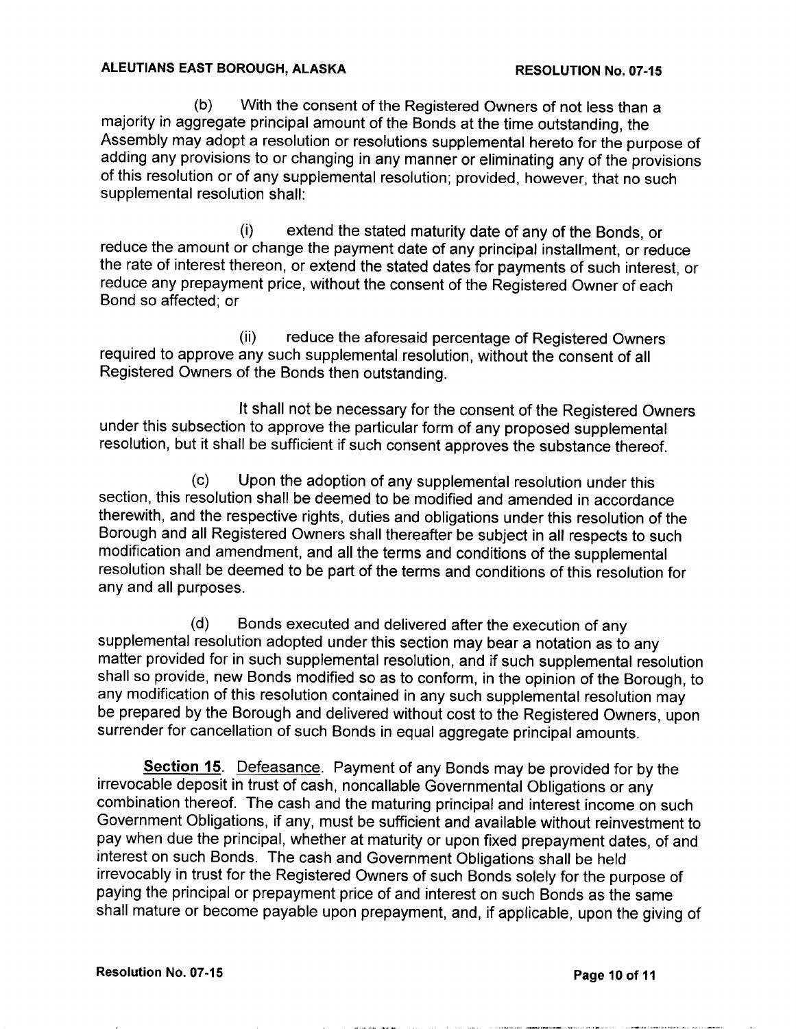(b) With the consent of the Registered Owners of not less than a majority in aggregate principal amount of the Bonds at the time outstanding, the Assembly may adopt a resolution or resolutions supplemental hereto for the purpose of adding any provisions to or changing in any manner or eliminating any of the provisions of this resolution or of any supplemental resolution; provided, however, that no such supplemental resolution shall:

(i) extend the stated maturity date of any of the Bonds, or reduce the amount or change the payment date of any principal installment, or reduce the rate of interest thereon, or extend the stated dates for payments of such interest, or reduce any prepayment price, without the consent of the Registered Owner of each Bond so affected; or

(ii) reduce the aforesaid percentage of Registered Owners required to approve any such supplemental resolution, without the consent of all Registered Owners of the Bonds then outstanding.

It shall not be necessary for the consent of the Registered Owners under this subsection to approve the particular form of any proposed supplemental resolution, but it shall be sufficient if such consent approves the substance thereof.

(c) Upon the adoption of any supplemental resolution under this section, this resolution shall be deemed to be modified and amended in accordance therewith, and the respective rights, duties and obligations under this resolution of the Borough and all Registered Owners shall thereafter be subject in all respects to such modification and amendment, and all the terms and conditions of the supplemental resolution shall be deemed to be part of the terms and conditions of this resolution for any and all purposes.

(d) Bonds executed and delivered after the execution of any supplemental resolution adopted under this section may bear a notation as to any matter provided for in such supplemental resolution, and if such supplemental resolution shall so provide, new Bonds modified so as to conform, in the opinion of the Borough, to any modification of this resolution contained in any such supplemental resolution may be prepared by the Borough and delivered without cost to the Registered Owners, upon surrender for cancellation of such Bonds in equal aggregate principal amounts.

**Section 15**. Defeasance. Payment of any Bonds may be provided for by the irrevocable deposit in trust of cash, noncallable Governmental Obligations or any combination thereof. The cash and the maturing principal and interest income on such Government Obligations, if any, must be sufficient and available without reinvestment to pay when due the principal, whether at maturity or upon fixed prepayment dates, of and interest on such Bonds. The cash and Government Obligations shall be held irrevocably in trust for the Registered Owners of such Bonds solely for the purpose of paying the principal or prepayment price of and interest on such Bonds as the same shall mature or become payable upon prepayment, and, if applicable, upon the giving of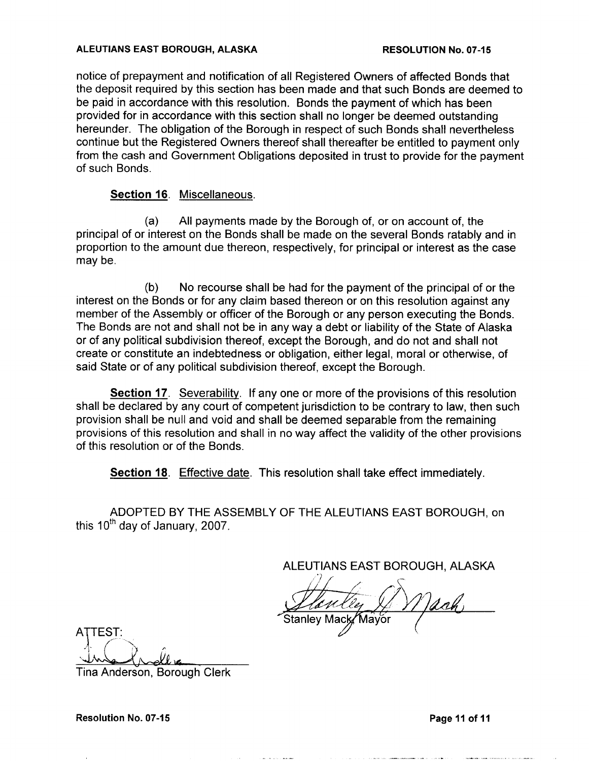notice of prepayment and notification of all Registered Owners of affected Bonds that the deposit required by this section has been made and that such Bonds are deemed to be paid in accordance with this resolution. Bonds the payment of which has been provided for in accordance with this section shall no longer be deemed outstanding hereunder. The obligation of the Borough in respect of such Bonds shall nevertheless continue but the Registered Owners thereof shall thereafter be entitled to payment only from the cash and Government Obligations deposited in trust to provide for the payment of such Bonds.

**Section 16**. Miscellaneous.

(a) All payments made by the Borough of, or on account of, the principal of or interest on the Bonds shall be made on the several Bonds ratably and in proportion to the amount due thereon, respectively, for principal or interest as the case may be.

(b) No recourse shall be had for the payment of the principal of or the interest on the Bonds or for any claim based thereon or on this resolution against any member of the Assembly or officer of the Borough or any person executing the Bonds. The Bonds are not and shall not be in any way a debt or liability of the State of Alaska or of any political subdivision thereof, except the Borough, and do not and shall not create or constitute an indebtedness or obligation, either legal, moral or otherwise, of said State or of any political subdivision thereof, except the Borough.

**Section 17**. Severability. If any one or more of the provisions of this resolution shall be declared by any court of competent jurisdiction to be contrary to law, then such provision shall be null and void and shall be deemed separable from the remaining provisions of this resolution and shall in no way affect the validity of the other provisions of this resolution or of the Bonds.

**Section 18**. Effective date. This resolution shall take effect immediately.

ADOPTED BY THE ASSEMBLY OF THE ALEUTIANS EAST BOROUGH, on this 10th day of January, 2007.

ALEUTIANS EAST BOROUGH, ALASKA

Stanley Mack, Mayor

ATTEST:

Tina Anderson, Borough Clerk